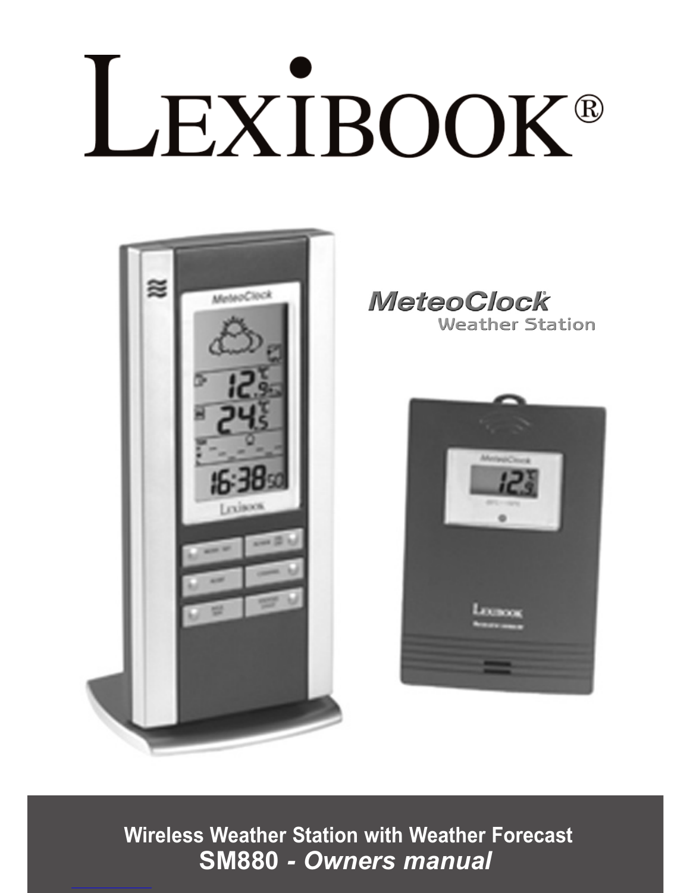# LEXIBOOK®

MeteoClock®
Weather Station

**Wireless Weather Station with Weather Forecast**

**SM880** ***- Owners manual***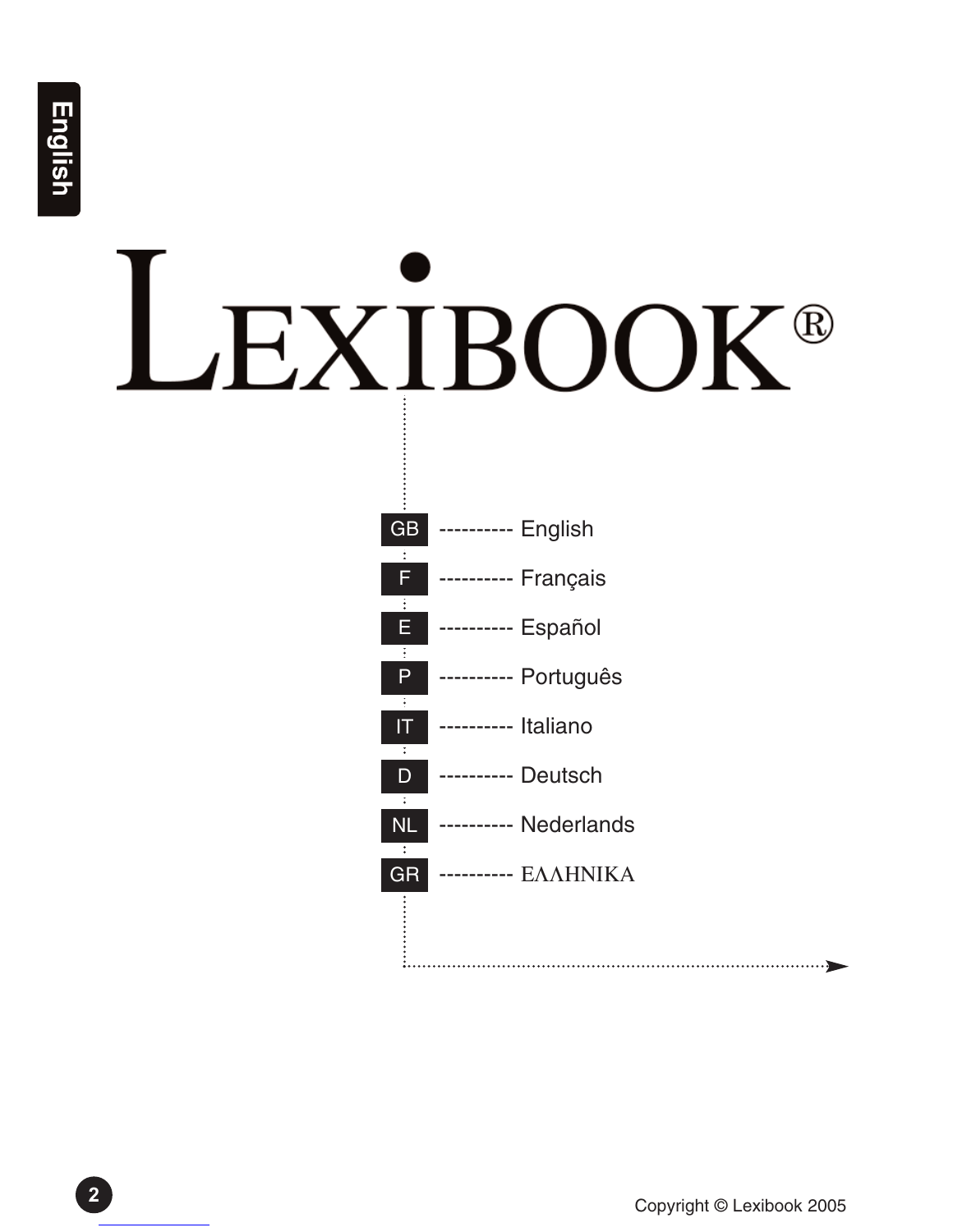# LEXIBOOK®

- GB ---------- English
- F ---------- Français
- E ---------- Español
- P ---------- Português
- IT ---------- Italiano
- D ---------- Deutsch
- NL ---------- Nederlands
- GR ---------- ΕΛΛΗΝΙΚΑ

Copyright © Lexibook 2005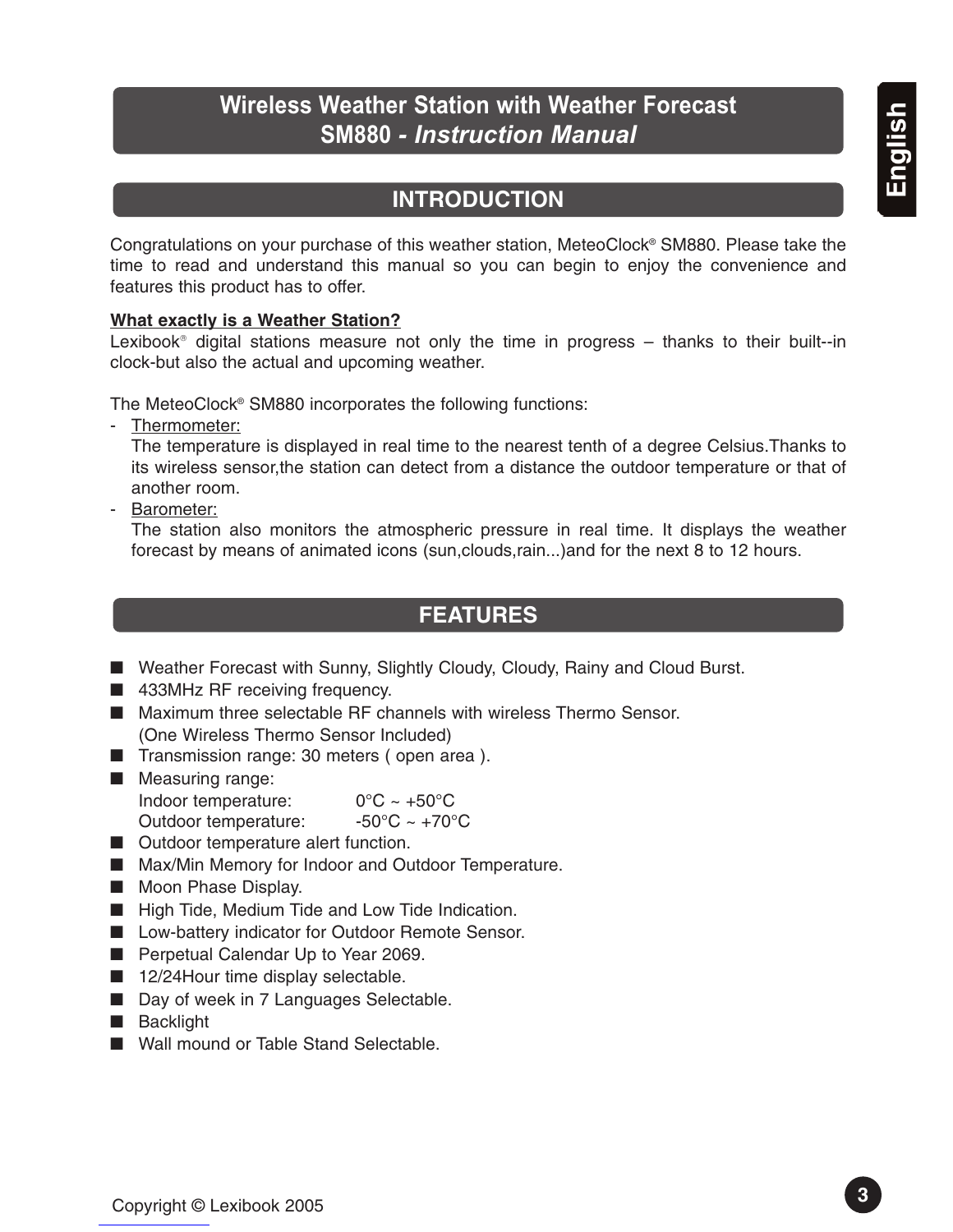# Wireless Weather Station with Weather Forecast
# SM880 - *Instruction Manual*

## INTRODUCTION

Congratulations on your purchase of this weather station, MeteoClock® SM880. Please take the time to read and understand this manual so you can begin to enjoy the convenience and features this product has to offer.

**<u>What exactly is a Weather Station?</u>**

Lexibook® digital stations measure not only the time in progress – thanks to their built--in clock-but also the actual and upcoming weather.

The MeteoClock® SM880 incorporates the following functions:

- <u>Thermometer:</u>
  The temperature is displayed in real time to the nearest tenth of a degree Celsius.Thanks to its wireless sensor,the station can detect from a distance the outdoor temperature or that of another room.
- <u>Barometer:</u>
  The station also monitors the atmospheric pressure in real time. It displays the weather forecast by means of animated icons (sun,clouds,rain...)and for the next 8 to 12 hours.

## FEATURES

- Weather Forecast with Sunny, Slightly Cloudy, Cloudy, Rainy and Cloud Burst.
- 433MHz RF receiving frequency.
- Maximum three selectable RF channels with wireless Thermo Sensor.
  (One Wireless Thermo Sensor Included)
- Transmission range: 30 meters ( open area ).
- Measuring range:
  Indoor temperature: 0°C ~ +50°C
  Outdoor temperature: -50°C ~ +70°C
- Outdoor temperature alert function.
- Max/Min Memory for Indoor and Outdoor Temperature.
- Moon Phase Display.
- High Tide, Medium Tide and Low Tide Indication.
- Low-battery indicator for Outdoor Remote Sensor.
- Perpetual Calendar Up to Year 2069.
- 12/24Hour time display selectable.
- Day of week in 7 Languages Selectable.
- Backlight
- Wall mound or Table Stand Selectable.

Copyright © Lexibook 2005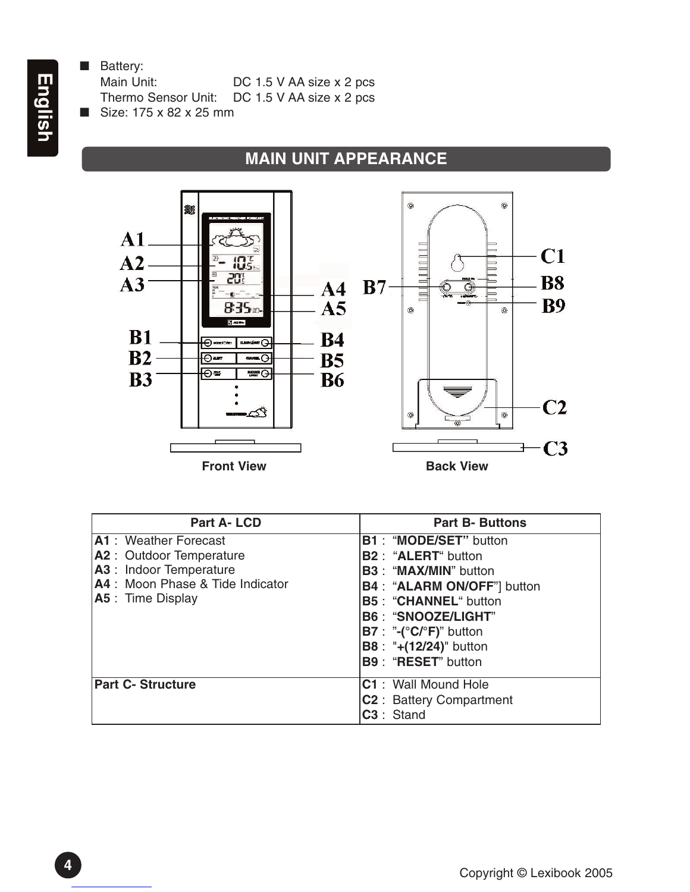- Battery:
  Main Unit: DC 1.5 V AA size x 2 pcs
  Thermo Sensor Unit: DC 1.5 V AA size x 2 pcs
- Size: 175 x 82 x 25 mm

## MAIN UNIT APPEARANCE

Front View

Back View

| Part A- LCD | Part B- Buttons |
|---|---|
| **A1** : Weather Forecast<br>**A2** : Outdoor Temperature<br>**A3** : Indoor Temperature<br>**A4** : Moon Phase & Tide Indicator<br>**A5** : Time Display | **B1** : "**MODE/SET"** button<br>**B2** : "**ALERT**" button<br>**B3** : "**MAX/MIN**" button<br>**B4** : "**ALARM ON/OFF**"] button<br>**B5** : "**CHANNEL**" button<br>**B6** : "**SNOOZE/LIGHT**"<br>**B7** : "**-(°C/°F)**" button<br>**B8** : "**+(12/24)**" button<br>**B9** : "**RESET**" button |
| **Part C- Structure** | **C1** : Wall Mound Hole<br>**C2** : Battery Compartment<br>**C3** : Stand |

Copyright © Lexibook 2005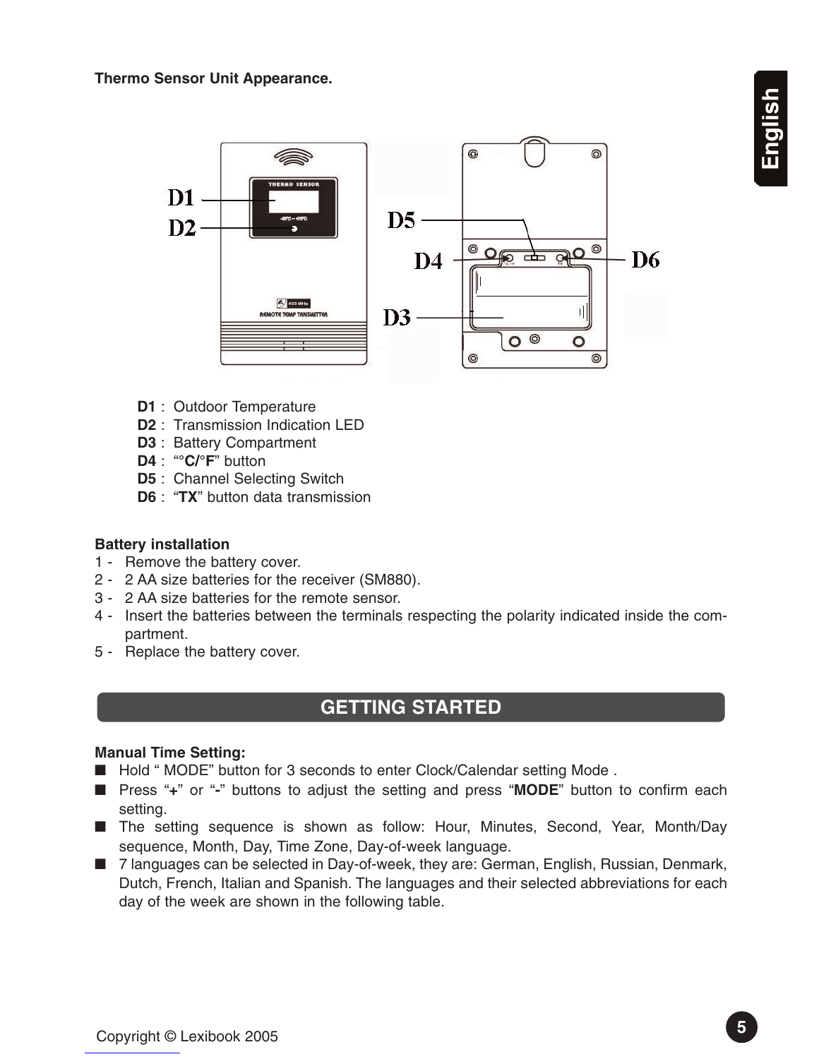**Thermo Sensor Unit Appearance.**

- **D1** : Outdoor Temperature
- **D2** : Transmission Indication LED
- **D3** : Battery Compartment
- **D4** : "**°C/°F**" button
- **D5** : Channel Selecting Switch
- **D6** : "**TX**" button data transmission

**Battery installation**

1 - Remove the battery cover.
2 - 2 AA size batteries for the receiver (SM880).
3 - 2 AA size batteries for the remote sensor.
4 - Insert the batteries between the terminals respecting the polarity indicated inside the compartment.
5 - Replace the battery cover.

## GETTING STARTED

**Manual Time Setting:**

- Hold " MODE" button for 3 seconds to enter Clock/Calendar setting Mode .
- Press "**+**" or "**-**" buttons to adjust the setting and press "**MODE**" button to confirm each setting.
- The setting sequence is shown as follow: Hour, Minutes, Second, Year, Month/Day sequence, Month, Day, Time Zone, Day-of-week language.
- 7 languages can be selected in Day-of-week, they are: German, English, Russian, Denmark, Dutch, French, Italian and Spanish. The languages and their selected abbreviations for each day of the week are shown in the following table.

Copyright © Lexibook 2005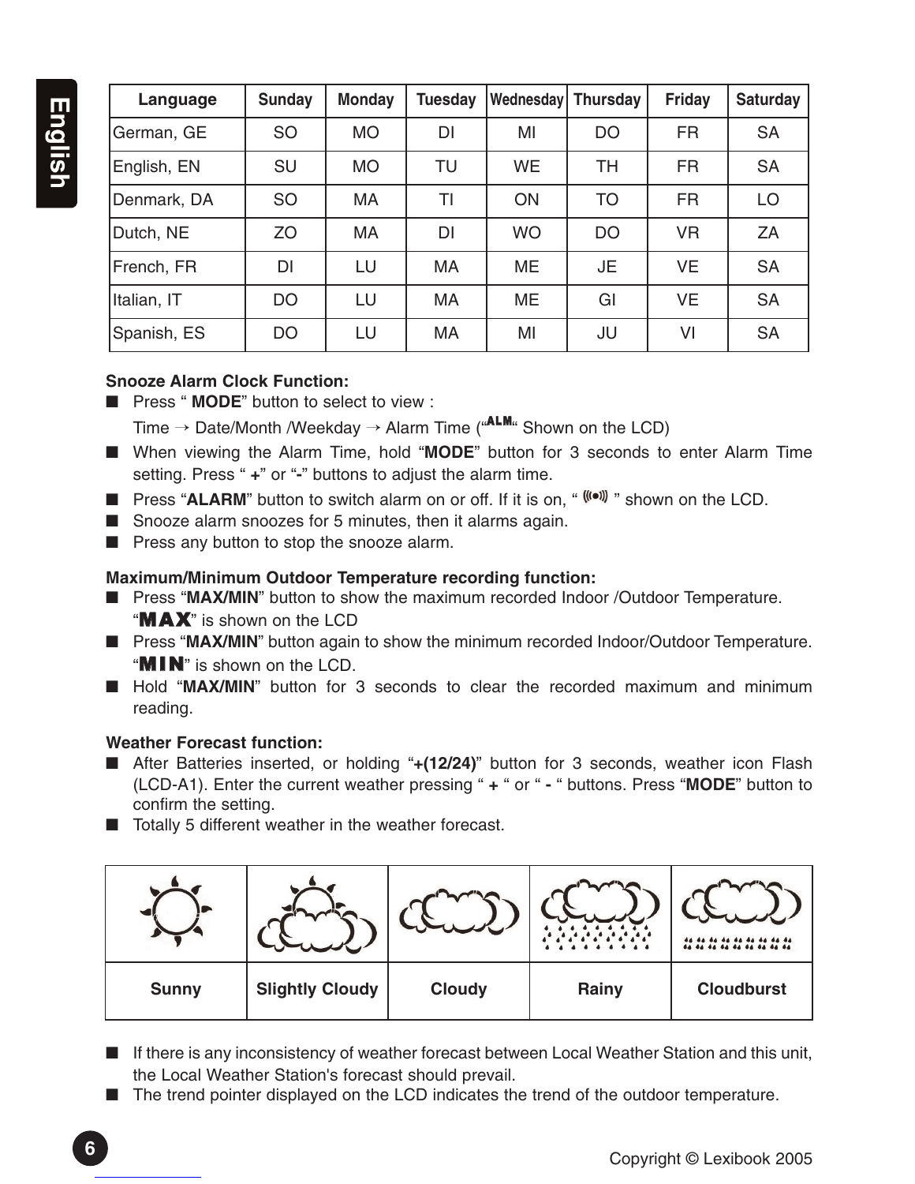| Language | Sunday | Monday | Tuesday | Wednesday | Thursday | Friday | Saturday |
|---|---|---|---|---|---|---|---|
| German, GE | SO | MO | DI | MI | DO | FR | SA |
| English, EN | SU | MO | TU | WE | TH | FR | SA |
| Denmark, DA | SO | MA | TI | ON | TO | FR | LO |
| Dutch, NE | ZO | MA | DI | WO | DO | VR | ZA |
| French, FR | DI | LU | MA | ME | JE | VE | SA |
| Italian, IT | DO | LU | MA | ME | GI | VE | SA |
| Spanish, ES | DO | LU | MA | MI | JU | VI | SA |

**Snooze Alarm Clock Function:**

- Press " **MODE**" button to select to view :
  Time → Date/Month /Weekday → Alarm Time ("ALM" Shown on the LCD)
- When viewing the Alarm Time, hold "**MODE**" button for 3 seconds to enter Alarm Time setting. Press " **+**" or "**-**" buttons to adjust the alarm time.
- Press "**ALARM**" button to switch alarm on or off. If it is on, " ((•)) " shown on the LCD.
- Snooze alarm snoozes for 5 minutes, then it alarms again.
- Press any button to stop the snooze alarm.

**Maximum/Minimum Outdoor Temperature recording function:**

- Press "**MAX/MIN**" button to show the maximum recorded Indoor /Outdoor Temperature. "**MAX**" is shown on the LCD
- Press "**MAX/MIN**" button again to show the minimum recorded Indoor/Outdoor Temperature. "**MIN**" is shown on the LCD.
- Hold "**MAX/MIN**" button for 3 seconds to clear the recorded maximum and minimum reading.

**Weather Forecast function:**

- After Batteries inserted, or holding "**+(12/24)**" button for 3 seconds, weather icon Flash (LCD-A1). Enter the current weather pressing " **+** " or " **-** " buttons. Press "**MODE**" button to confirm the setting.
- Totally 5 different weather in the weather forecast.

| Sunny | Slightly Cloudy | Cloudy | Rainy | Cloudburst |
|---|---|---|---|---|

- If there is any inconsistency of weather forecast between Local Weather Station and this unit, the Local Weather Station's forecast should prevail.
- The trend pointer displayed on the LCD indicates the trend of the outdoor temperature.

Copyright © Lexibook 2005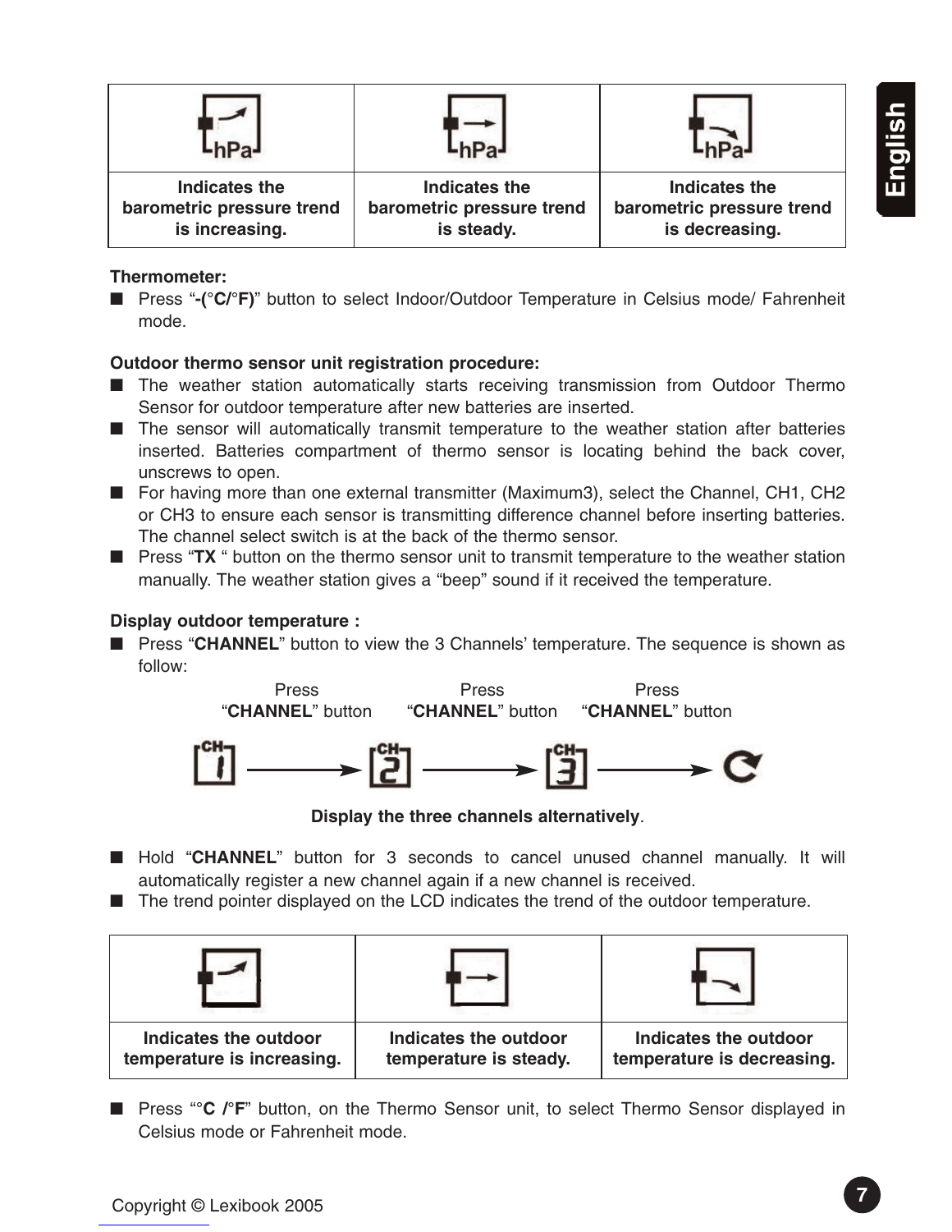| | | |
|---|---|---|
| Indicates the barometric pressure trend is increasing. | Indicates the barometric pressure trend is steady. | Indicates the barometric pressure trend is decreasing. |

**Thermometer:**

- Press "**-(°C/°F)**" button to select Indoor/Outdoor Temperature in Celsius mode/ Fahrenheit mode.

**Outdoor thermo sensor unit registration procedure:**

- The weather station automatically starts receiving transmission from Outdoor Thermo Sensor for outdoor temperature after new batteries are inserted.
- The sensor will automatically transmit temperature to the weather station after batteries inserted. Batteries compartment of thermo sensor is locating behind the back cover, unscrews to open.
- For having more than one external transmitter (Maximum3), select the Channel, CH1, CH2 or CH3 to ensure each sensor is transmitting difference channel before inserting batteries. The channel select switch is at the back of the thermo sensor.
- Press "**TX** " button on the thermo sensor unit to transmit temperature to the weather station manually. The weather station gives a "beep" sound if it received the temperature.

**Display outdoor temperature :**

- Press "**CHANNEL**" button to view the 3 Channels' temperature. The sequence is shown as follow:

CH1 → Press "**CHANNEL**" button → CH2 → Press "**CHANNEL**" button → CH3 → Press "**CHANNEL**" button → (repeat)

**Display the three channels alternatively**.

- Hold "**CHANNEL**" button for 3 seconds to cancel unused channel manually. It will automatically register a new channel again if a new channel is received.
- The trend pointer displayed on the LCD indicates the trend of the outdoor temperature.

| | | |
|---|---|---|
| Indicates the outdoor temperature is increasing. | Indicates the outdoor temperature is steady. | Indicates the outdoor temperature is decreasing. |

- Press "**°C /°F**" button, on the Thermo Sensor unit, to select Thermo Sensor displayed in Celsius mode or Fahrenheit mode.

Copyright © Lexibook 2005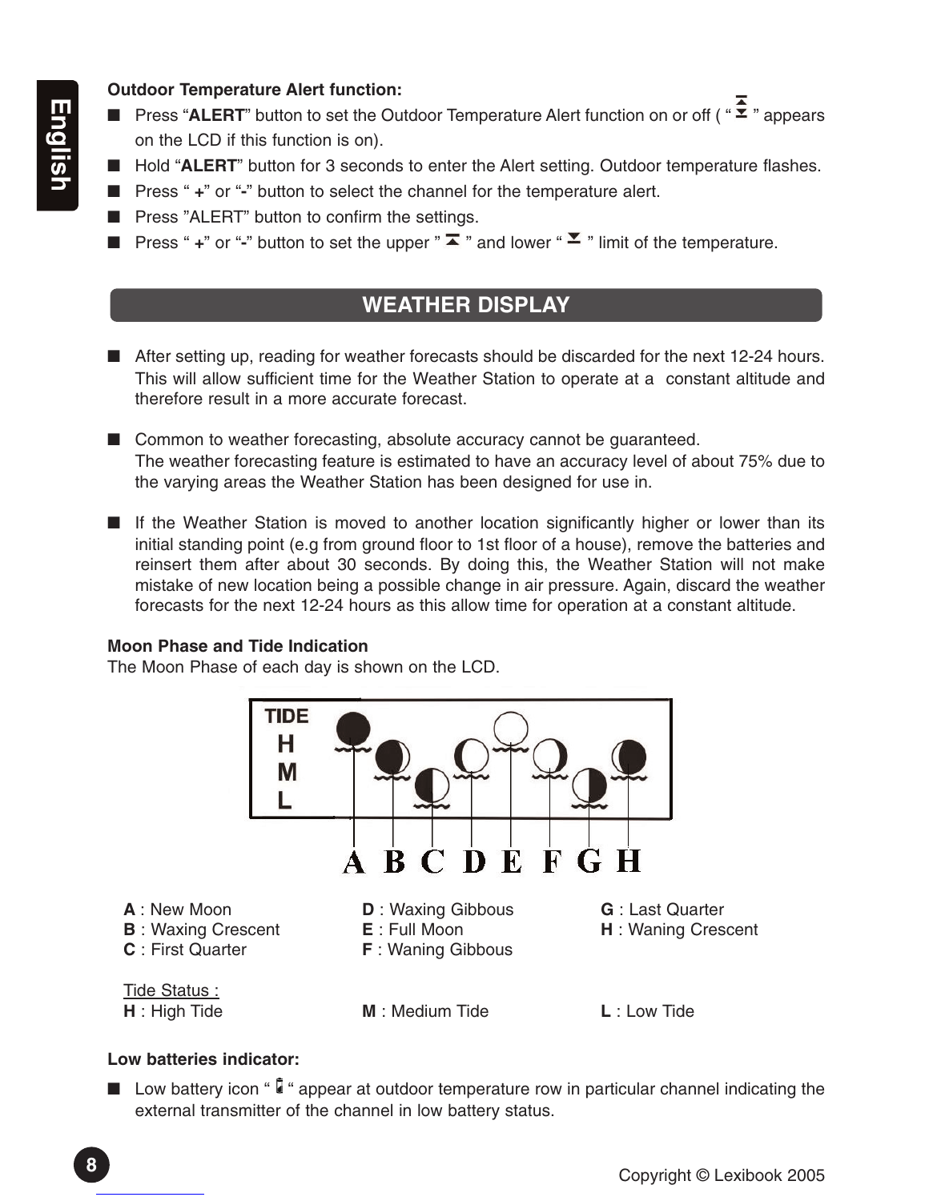**Outdoor Temperature Alert function:**

- Press "**ALERT**" button to set the Outdoor Temperature Alert function on or off ( " ⏶⏷ " appears on the LCD if this function is on).
- Hold "**ALERT**" button for 3 seconds to enter the Alert setting. Outdoor temperature flashes.
- Press " **+**" or "**-**" button to select the channel for the temperature alert.
- Press "ALERT" button to confirm the settings.
- Press " **+**" or "**-**" button to set the upper " ⏶ " and lower " ⏷ " limit of the temperature.

## WEATHER DISPLAY

- After setting up, reading for weather forecasts should be discarded for the next 12-24 hours. This will allow sufficient time for the Weather Station to operate at a constant altitude and therefore result in a more accurate forecast.

- Common to weather forecasting, absolute accuracy cannot be guaranteed. The weather forecasting feature is estimated to have an accuracy level of about 75% due to the varying areas the Weather Station has been designed for use in.

- If the Weather Station is moved to another location significantly higher or lower than its initial standing point (e.g from ground floor to 1st floor of a house), remove the batteries and reinsert them after about 30 seconds. By doing this, the Weather Station will not make mistake of new location being a possible change in air pressure. Again, discard the weather forecasts for the next 12-24 hours as this allow time for operation at a constant altitude.

**Moon Phase and Tide Indication**

The Moon Phase of each day is shown on the LCD.

TIDE
H
M
L

A B C D E F G H

**A** : New Moon
**B** : Waxing Crescent
**C** : First Quarter
**D** : Waxing Gibbous
**E** : Full Moon
**F** : Waning Gibbous
**G** : Last Quarter
**H** : Waning Crescent

Tide Status :
**H** : High Tide
**M** : Medium Tide
**L** : Low Tide

**Low batteries indicator:**

- Low battery icon " 🔋 " appear at outdoor temperature row in particular channel indicating the external transmitter of the channel in low battery status.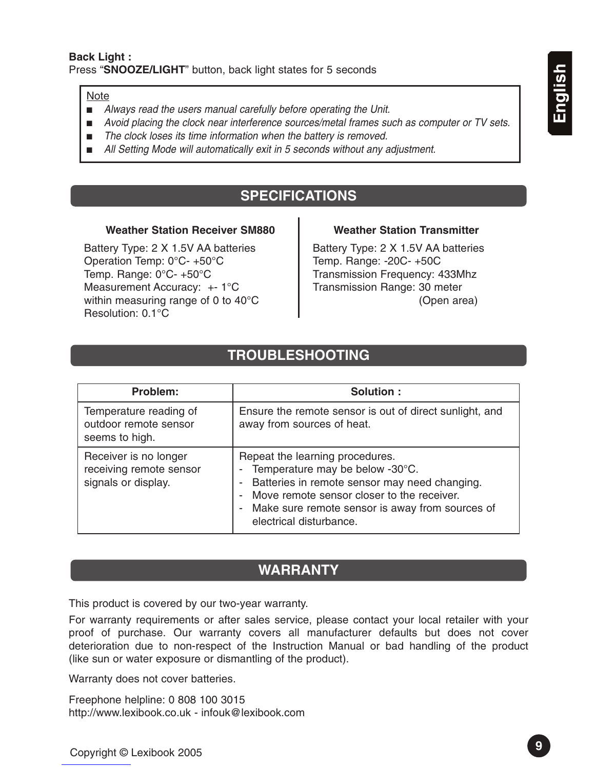**Back Light :**
Press "**SNOOZE/LIGHT**" button, back light states for 5 seconds

Note

- *Always read the users manual carefully before operating the Unit.*
- *Avoid placing the clock near interference sources/metal frames such as computer or TV sets.*
- *The clock loses its time information when the battery is removed.*
- *All Setting Mode will automatically exit in 5 seconds without any adjustment.*

## SPECIFICATIONS

**Weather Station Receiver SM880**

Battery Type: 2 X 1.5V AA batteries
Operation Temp: 0°C- +50°C
Temp. Range: 0°C- +50°C
Measurement Accuracy: +- 1°C
within measuring range of 0 to 40°C
Resolution: 0.1°C

**Weather Station Transmitter**

Battery Type: 2 X 1.5V AA batteries
Temp. Range: -20C- +50C
Transmission Frequency: 433Mhz
Transmission Range: 30 meter (Open area)

## TROUBLESHOOTING

| Problem: | Solution : |
|---|---|
| Temperature reading of outdoor remote sensor seems to high. | Ensure the remote sensor is out of direct sunlight, and away from sources of heat. |
| Receiver is no longer receiving remote sensor signals or display. | Repeat the learning procedures.<br>- Temperature may be below -30°C.<br>- Batteries in remote sensor may need changing.<br>- Move remote sensor closer to the receiver.<br>- Make sure remote sensor is away from sources of electrical disturbance. |

## WARRANTY

This product is covered by our two-year warranty.

For warranty requirements or after sales service, please contact your local retailer with your proof of purchase. Our warranty covers all manufacturer defaults but does not cover deterioration due to non-respect of the Instruction Manual or bad handling of the product (like sun or water exposure or dismantling of the product).

Warranty does not cover batteries.

Freephone helpline: 0 808 100 3015
http://www.lexibook.co.uk - infouk@lexibook.com

Copyright © Lexibook 2005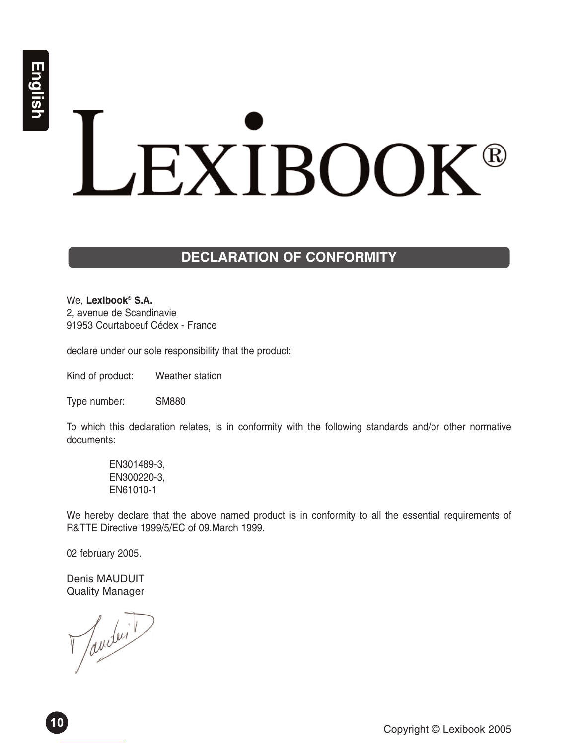# LEXIBOOK®

## DECLARATION OF CONFORMITY

We, **Lexibook® S.A.**
2, avenue de Scandinavie
91953 Courtaboeuf Cédex - France

declare under our sole responsibility that the product:

Kind of product: Weather station

Type number: SM880

To which this declaration relates, is in conformity with the following standards and/or other normative documents:

EN301489-3,
EN300220-3,
EN61010-1

We hereby declare that the above named product is in conformity to all the essential requirements of R&TTE Directive 1999/5/EC of 09.March 1999.

02 february 2005.

Denis MAUDUIT
Quality Manager

Copyright © Lexibook 2005